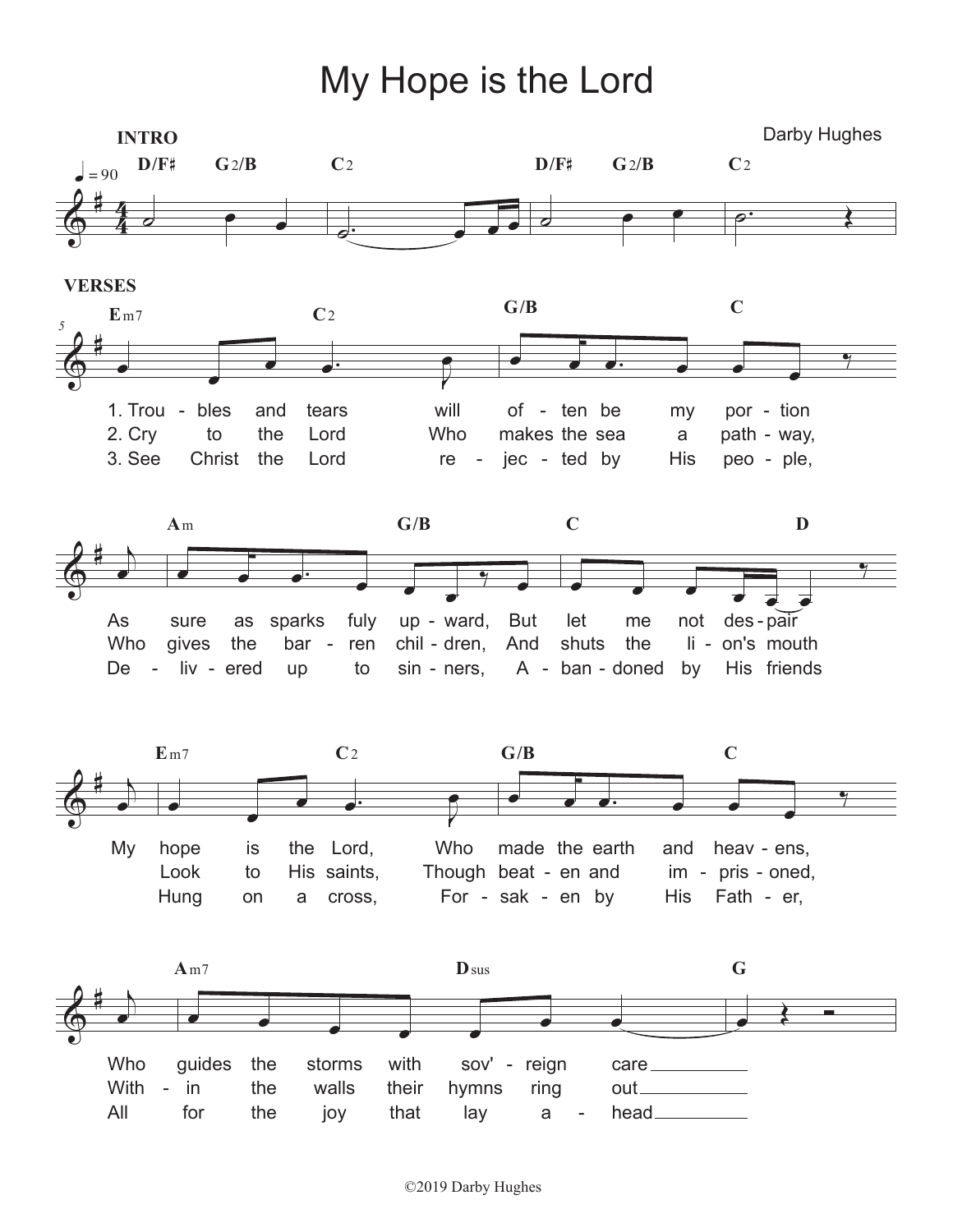# My Hope is the Lord

Darby Hughes

**INTRO**

♩ = 90

D/F♯ G2/B C2 | D/F♯ G2/B C2

**VERSES**

Em7 C2 G/B C

1. Trou - bles and tears will of - ten be my por - tion
2. Cry to the Lord Who makes the sea a path - way,
3. See Christ the Lord re - jec - ted by His peo - ple,

Am G/B C D

As sure as sparks fuly up - ward, But let me not des - pair
Who gives the bar - ren chil - dren, And shuts the li - on's mouth
De - liv - ered up to sin - ners, A - ban - doned by His friends

Em7 C2 G/B C

My hope is the Lord, Who made the earth and heav - ens,
Look to His saints, Though beat - en and im - pris - oned,
Hung on a cross, For - sak - en by His Fath - er,

Am7 Dsus G

Who guides the storms with sov' - reign care
With - in the walls their hymns ring out
All for the joy that lay a - head

©2019 Darby Hughes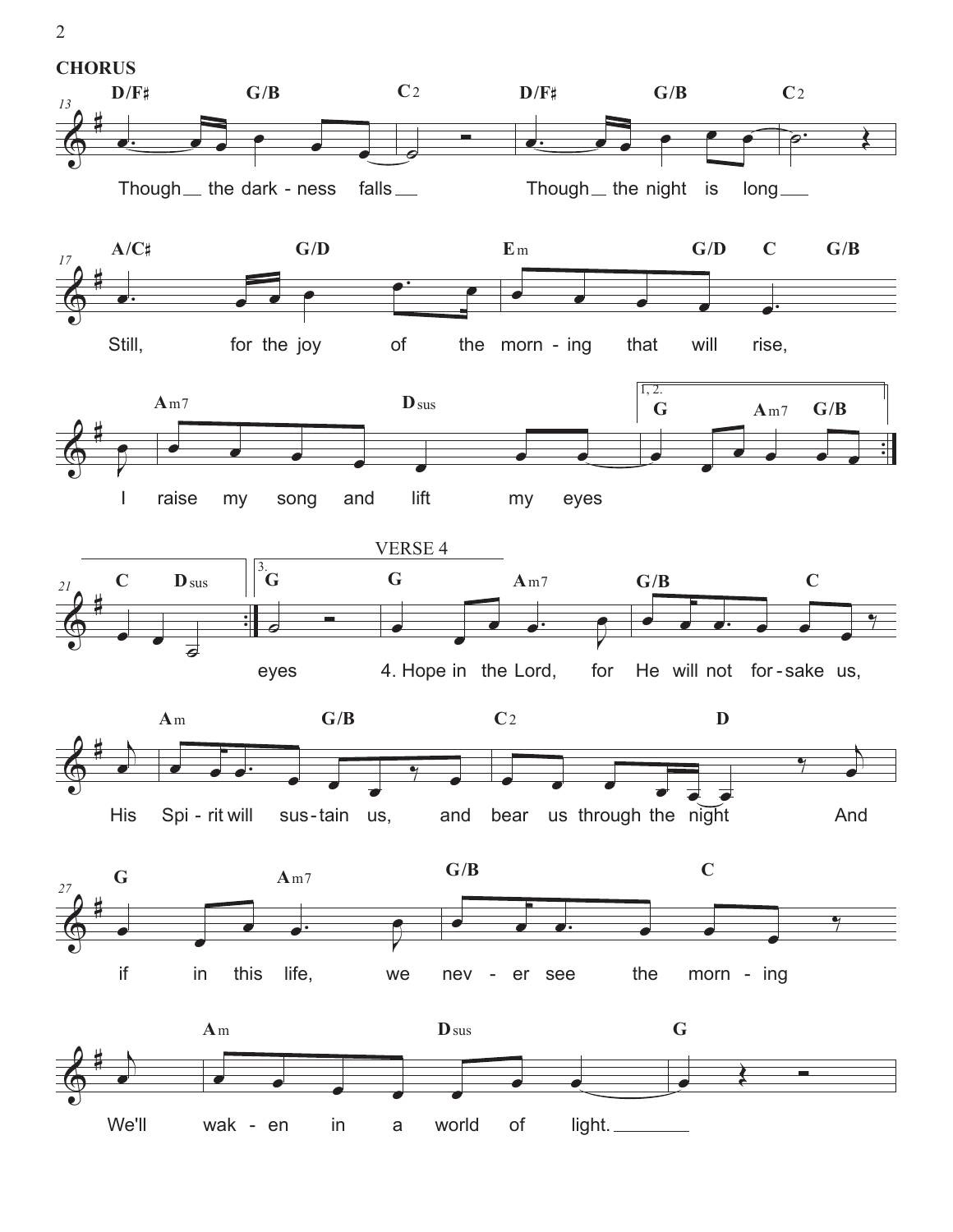**CHORUS**

D/F♯ G/B C2 D/F♯ G/B C2

Though the dark - ness falls Though the night is long

A/C♯ G/D Em G/D C G/B

Still, for the joy of the morn - ing that will rise,

Am7 Dsus G Am7 G/B

I raise my song and lift my eyes

C Dsus G

eyes

VERSE 4

G Am7 G/B C

4. Hope in the Lord, for He will not for - sake us,

Am G/B C2 D

His Spi - rit will sus - tain us, and bear us through the night And

G Am7 G/B C

if in this life, we nev - er see the morn - ing

Am Dsus G

We'll wak - en in a world of light.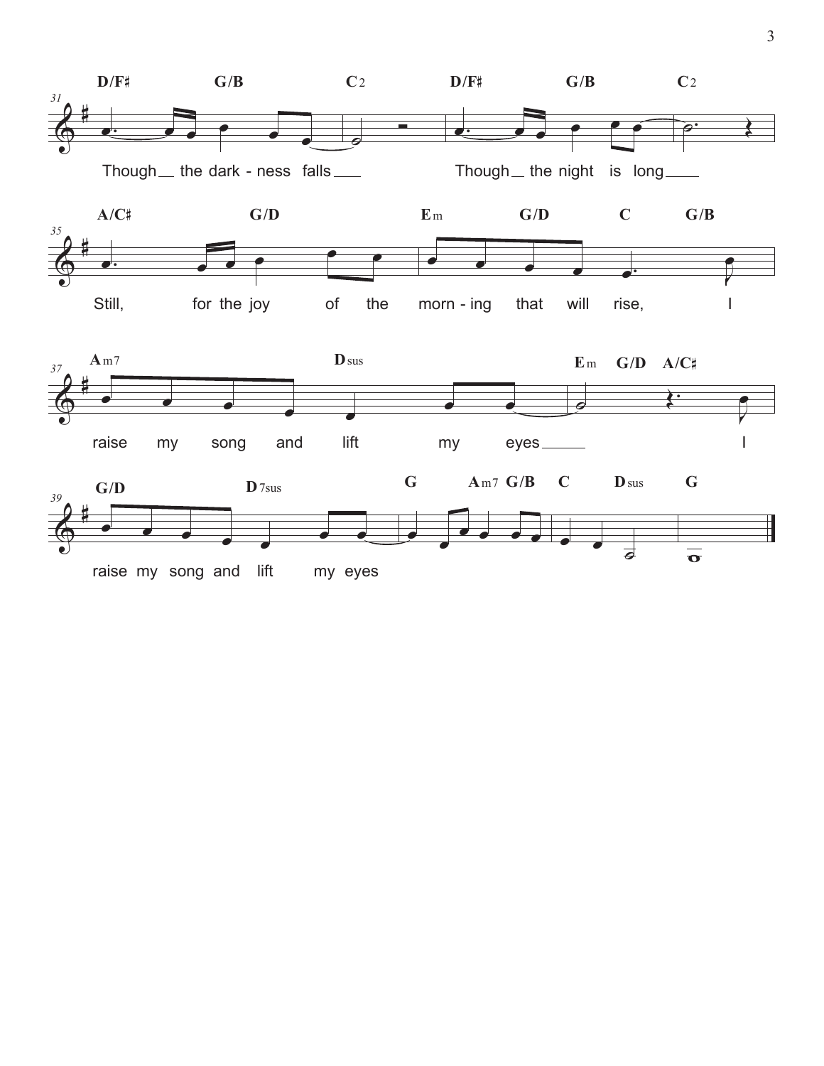D/F♯ G/B C2 D/F♯ G/B C2

Though the dark - ness falls Though the night is long

A/C♯ G/D Em G/D C G/B

Still, for the joy of the morn - ing that will rise, I

Am7 Dsus Em G/D A/C♯

raise my song and lift my eyes I

G/D D7sus G Am7 G/B C Dsus G

raise my song and lift my eyes